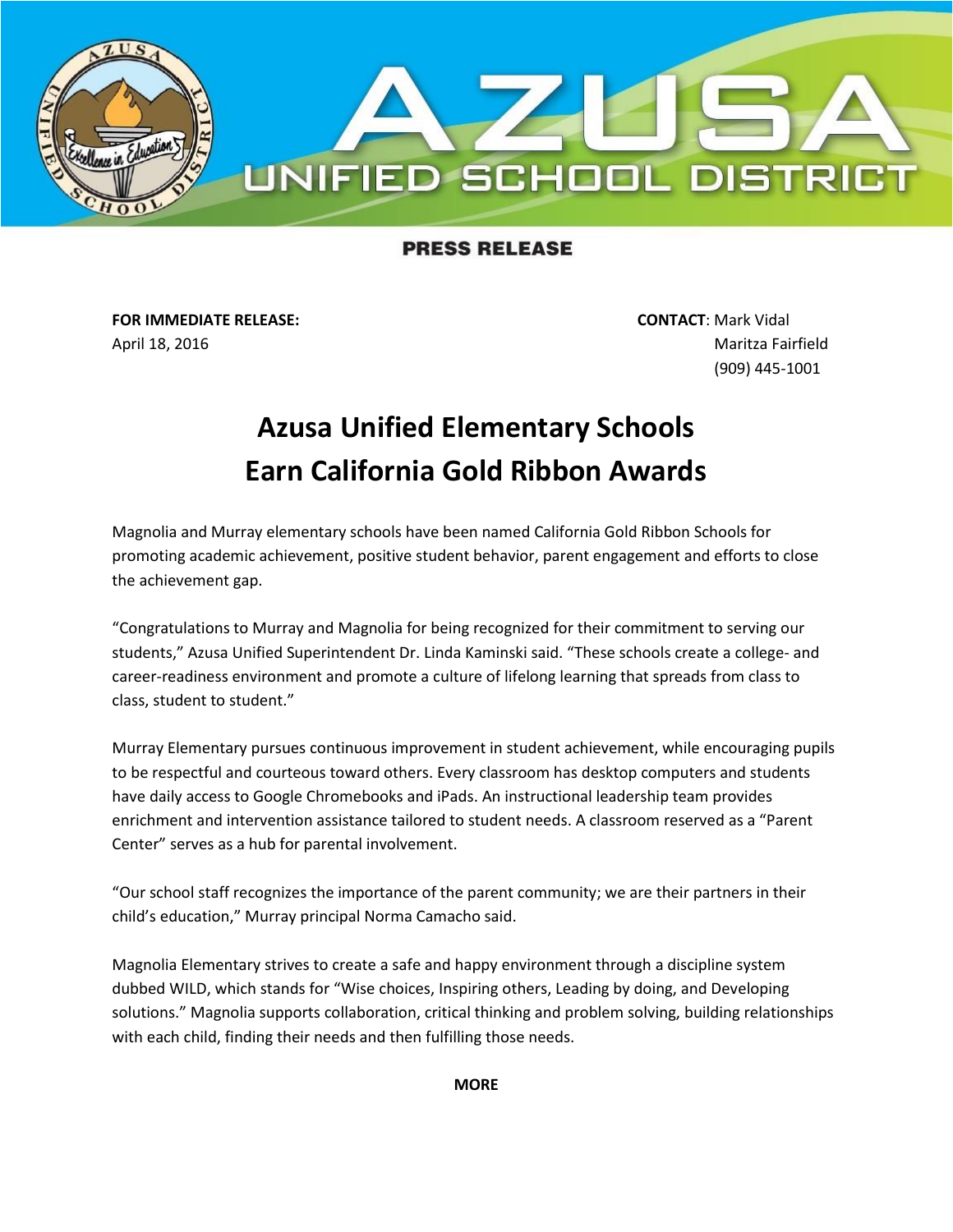AZUSA UNIFIED SCHOOL DISTRICT

**PRESS RELEASE**

**FOR IMMEDIATE RELEASE:**
April 18, 2016

**CONTACT**: Mark Vidal
Maritza Fairfield
(909) 445-1001

# Azusa Unified Elementary Schools Earn California Gold Ribbon Awards

Magnolia and Murray elementary schools have been named California Gold Ribbon Schools for promoting academic achievement, positive student behavior, parent engagement and efforts to close the achievement gap.

"Congratulations to Murray and Magnolia for being recognized for their commitment to serving our students," Azusa Unified Superintendent Dr. Linda Kaminski said. "These schools create a college- and career-readiness environment and promote a culture of lifelong learning that spreads from class to class, student to student."

Murray Elementary pursues continuous improvement in student achievement, while encouraging pupils to be respectful and courteous toward others. Every classroom has desktop computers and students have daily access to Google Chromebooks and iPads. An instructional leadership team provides enrichment and intervention assistance tailored to student needs. A classroom reserved as a "Parent Center" serves as a hub for parental involvement.

"Our school staff recognizes the importance of the parent community; we are their partners in their child's education," Murray principal Norma Camacho said.

Magnolia Elementary strives to create a safe and happy environment through a discipline system dubbed WILD, which stands for "Wise choices, Inspiring others, Leading by doing, and Developing solutions." Magnolia supports collaboration, critical thinking and problem solving, building relationships with each child, finding their needs and then fulfilling those needs.

**MORE**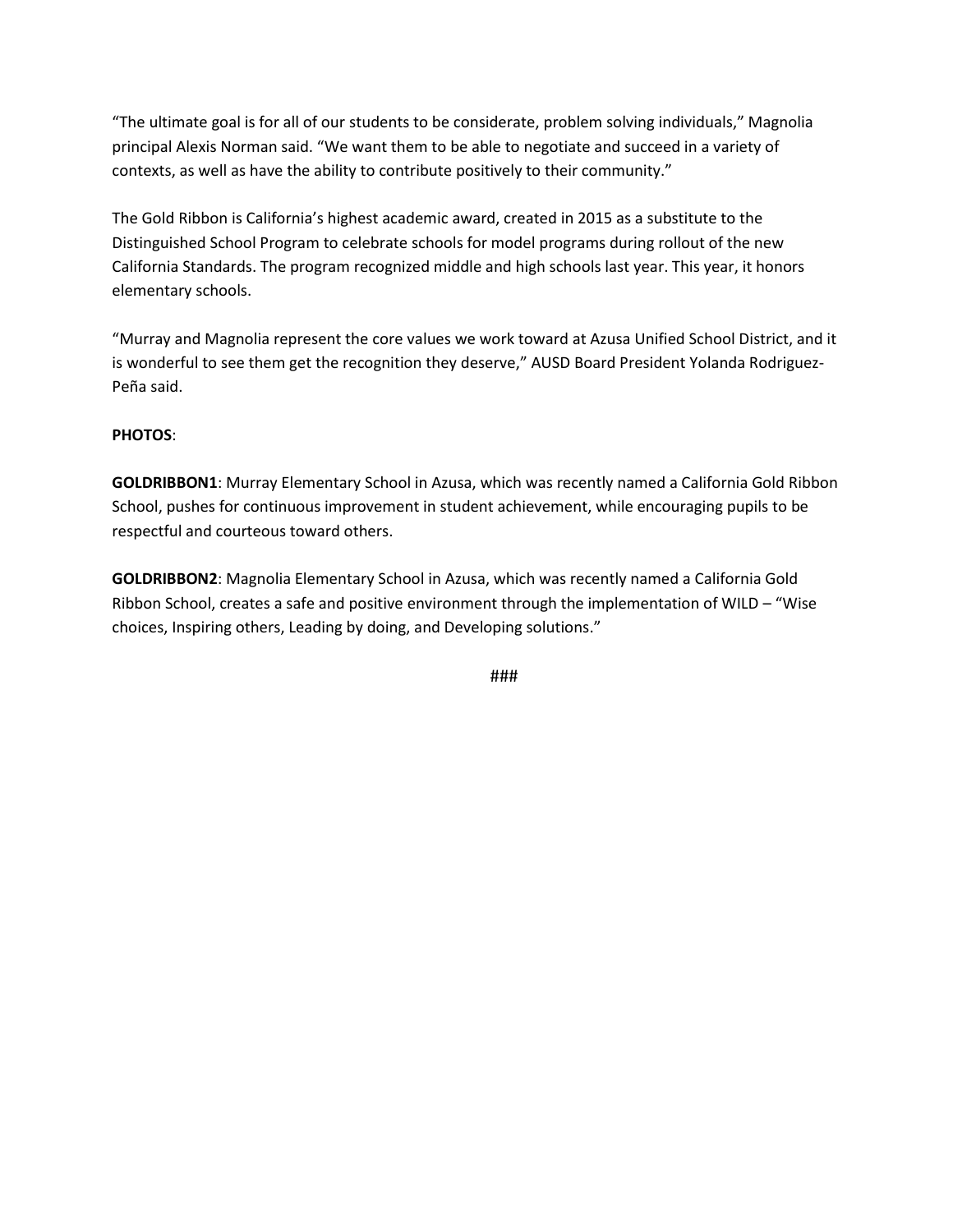"The ultimate goal is for all of our students to be considerate, problem solving individuals," Magnolia principal Alexis Norman said. "We want them to be able to negotiate and succeed in a variety of contexts, as well as have the ability to contribute positively to their community."

The Gold Ribbon is California's highest academic award, created in 2015 as a substitute to the Distinguished School Program to celebrate schools for model programs during rollout of the new California Standards. The program recognized middle and high schools last year. This year, it honors elementary schools.

"Murray and Magnolia represent the core values we work toward at Azusa Unified School District, and it is wonderful to see them get the recognition they deserve," AUSD Board President Yolanda Rodriguez-Peña said.

**PHOTOS**:

**GOLDRIBBON1**: Murray Elementary School in Azusa, which was recently named a California Gold Ribbon School, pushes for continuous improvement in student achievement, while encouraging pupils to be respectful and courteous toward others.

**GOLDRIBBON2**: Magnolia Elementary School in Azusa, which was recently named a California Gold Ribbon School, creates a safe and positive environment through the implementation of WILD – "Wise choices, Inspiring others, Leading by doing, and Developing solutions."

###